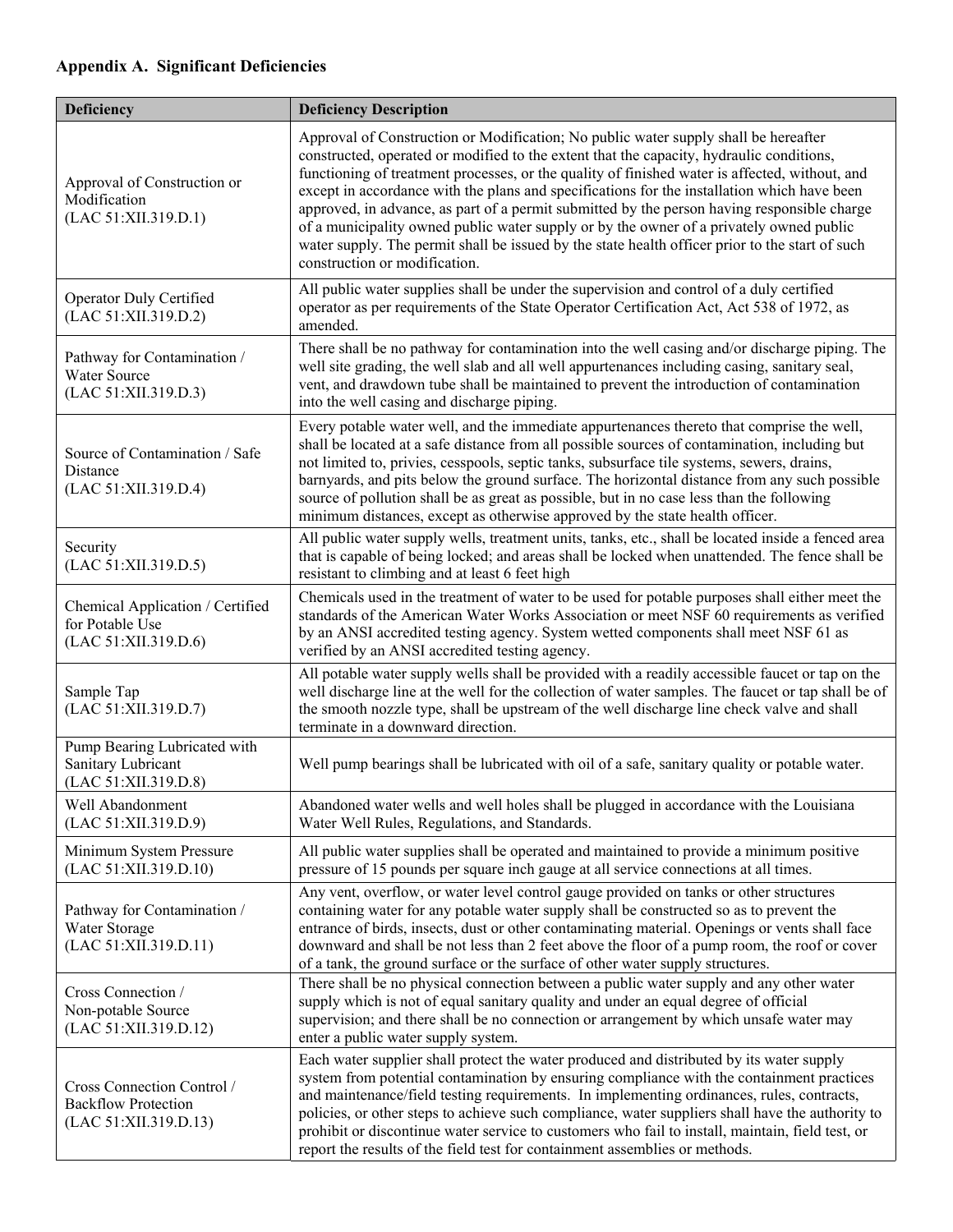**Appendix A. Significant Deficiencies**

| Deficiency | Deficiency Description |
| --- | --- |
| Approval of Construction or Modification (LAC 51:XII.319.D.1) | Approval of Construction or Modification; No public water supply shall be hereafter constructed, operated or modified to the extent that the capacity, hydraulic conditions, functioning of treatment processes, or the quality of finished water is affected, without, and except in accordance with the plans and specifications for the installation which have been approved, in advance, as part of a permit submitted by the person having responsible charge of a municipality owned public water supply or by the owner of a privately owned public water supply. The permit shall be issued by the state health officer prior to the start of such construction or modification. |
| Operator Duly Certified (LAC 51:XII.319.D.2) | All public water supplies shall be under the supervision and control of a duly certified operator as per requirements of the State Operator Certification Act, Act 538 of 1972, as amended. |
| Pathway for Contamination / Water Source (LAC 51:XII.319.D.3) | There shall be no pathway for contamination into the well casing and/or discharge piping. The well site grading, the well slab and all well appurtenances including casing, sanitary seal, vent, and drawdown tube shall be maintained to prevent the introduction of contamination into the well casing and discharge piping. |
| Source of Contamination / Safe Distance (LAC 51:XII.319.D.4) | Every potable water well, and the immediate appurtenances thereto that comprise the well, shall be located at a safe distance from all possible sources of contamination, including but not limited to, privies, cesspools, septic tanks, subsurface tile systems, sewers, drains, barnyards, and pits below the ground surface. The horizontal distance from any such possible source of pollution shall be as great as possible, but in no case less than the following minimum distances, except as otherwise approved by the state health officer. |
| Security (LAC 51:XII.319.D.5) | All public water supply wells, treatment units, tanks, etc., shall be located inside a fenced area that is capable of being locked; and areas shall be locked when unattended. The fence shall be resistant to climbing and at least 6 feet high |
| Chemical Application / Certified for Potable Use (LAC 51:XII.319.D.6) | Chemicals used in the treatment of water to be used for potable purposes shall either meet the standards of the American Water Works Association or meet NSF 60 requirements as verified by an ANSI accredited testing agency. System wetted components shall meet NSF 61 as verified by an ANSI accredited testing agency. |
| Sample Tap (LAC 51:XII.319.D.7) | All potable water supply wells shall be provided with a readily accessible faucet or tap on the well discharge line at the well for the collection of water samples. The faucet or tap shall be of the smooth nozzle type, shall be upstream of the well discharge line check valve and shall terminate in a downward direction. |
| Pump Bearing Lubricated with Sanitary Lubricant (LAC 51:XII.319.D.8) | Well pump bearings shall be lubricated with oil of a safe, sanitary quality or potable water. |
| Well Abandonment (LAC 51:XII.319.D.9) | Abandoned water wells and well holes shall be plugged in accordance with the Louisiana Water Well Rules, Regulations, and Standards. |
| Minimum System Pressure (LAC 51:XII.319.D.10) | All public water supplies shall be operated and maintained to provide a minimum positive pressure of 15 pounds per square inch gauge at all service connections at all times. |
| Pathway for Contamination / Water Storage (LAC 51:XII.319.D.11) | Any vent, overflow, or water level control gauge provided on tanks or other structures containing water for any potable water supply shall be constructed so as to prevent the entrance of birds, insects, dust or other contaminating material. Openings or vents shall face downward and shall be not less than 2 feet above the floor of a pump room, the roof or cover of a tank, the ground surface or the surface of other water supply structures. |
| Cross Connection / Non-potable Source (LAC 51:XII.319.D.12) | There shall be no physical connection between a public water supply and any other water supply which is not of equal sanitary quality and under an equal degree of official supervision; and there shall be no connection or arrangement by which unsafe water may enter a public water supply system. |
| Cross Connection Control / Backflow Protection (LAC 51:XII.319.D.13) | Each water supplier shall protect the water produced and distributed by its water supply system from potential contamination by ensuring compliance with the containment practices and maintenance/field testing requirements. In implementing ordinances, rules, contracts, policies, or other steps to achieve such compliance, water suppliers shall have the authority to prohibit or discontinue water service to customers who fail to install, maintain, field test, or report the results of the field test for containment assemblies or methods. |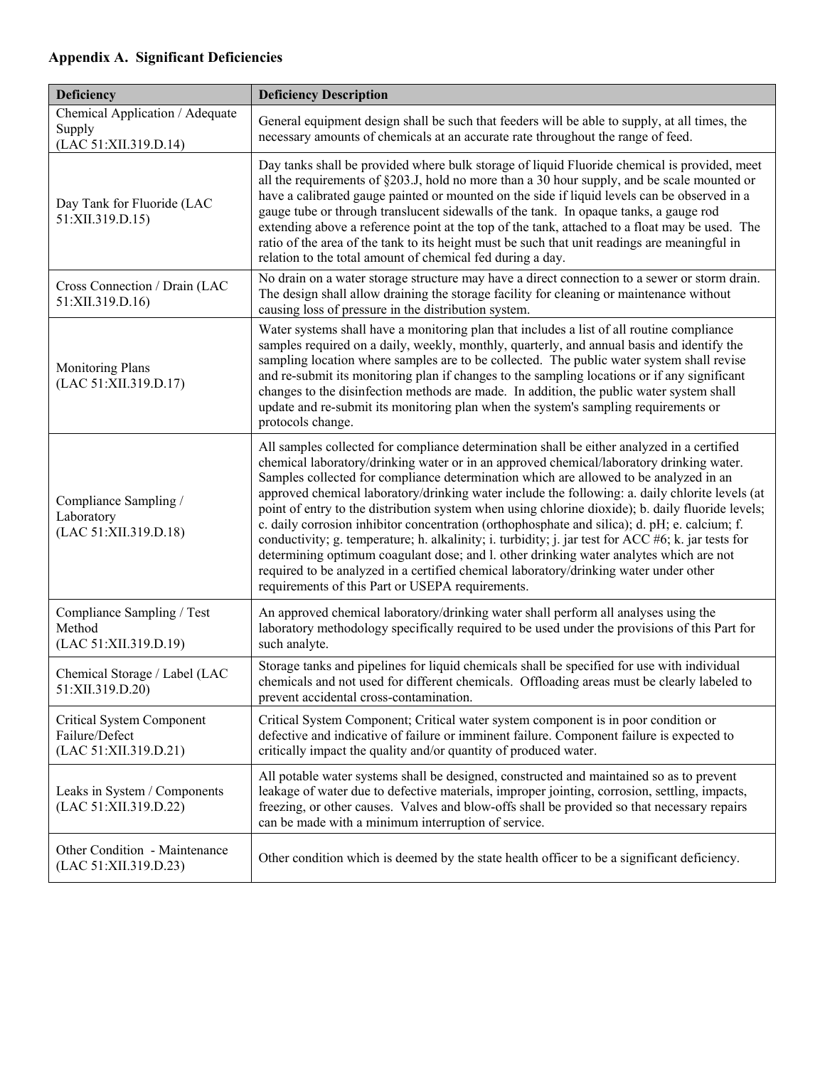**Appendix A. Significant Deficiencies**

| Deficiency | Deficiency Description |
|---|---|
| Chemical Application / Adequate Supply (LAC 51:XII.319.D.14) | General equipment design shall be such that feeders will be able to supply, at all times, the necessary amounts of chemicals at an accurate rate throughout the range of feed. |
| Day Tank for Fluoride (LAC 51:XII.319.D.15) | Day tanks shall be provided where bulk storage of liquid Fluoride chemical is provided, meet all the requirements of §203.J, hold no more than a 30 hour supply, and be scale mounted or have a calibrated gauge painted or mounted on the side if liquid levels can be observed in a gauge tube or through translucent sidewalls of the tank. In opaque tanks, a gauge rod extending above a reference point at the top of the tank, attached to a float may be used. The ratio of the area of the tank to its height must be such that unit readings are meaningful in relation to the total amount of chemical fed during a day. |
| Cross Connection / Drain (LAC 51:XII.319.D.16) | No drain on a water storage structure may have a direct connection to a sewer or storm drain. The design shall allow draining the storage facility for cleaning or maintenance without causing loss of pressure in the distribution system. |
| Monitoring Plans (LAC 51:XII.319.D.17) | Water systems shall have a monitoring plan that includes a list of all routine compliance samples required on a daily, weekly, monthly, quarterly, and annual basis and identify the sampling location where samples are to be collected. The public water system shall revise and re-submit its monitoring plan if changes to the sampling locations or if any significant changes to the disinfection methods are made. In addition, the public water system shall update and re-submit its monitoring plan when the system's sampling requirements or protocols change. |
| Compliance Sampling / Laboratory (LAC 51:XII.319.D.18) | All samples collected for compliance determination shall be either analyzed in a certified chemical laboratory/drinking water or in an approved chemical/laboratory drinking water. Samples collected for compliance determination which are allowed to be analyzed in an approved chemical laboratory/drinking water include the following: a. daily chlorite levels (at point of entry to the distribution system when using chlorine dioxide); b. daily fluoride levels; c. daily corrosion inhibitor concentration (orthophosphate and silica); d. pH; e. calcium; f. conductivity; g. temperature; h. alkalinity; i. turbidity; j. jar test for ACC #6; k. jar tests for determining optimum coagulant dose; and l. other drinking water analytes which are not required to be analyzed in a certified chemical laboratory/drinking water under other requirements of this Part or USEPA requirements. |
| Compliance Sampling / Test Method (LAC 51:XII.319.D.19) | An approved chemical laboratory/drinking water shall perform all analyses using the laboratory methodology specifically required to be used under the provisions of this Part for such analyte. |
| Chemical Storage / Label (LAC 51:XII.319.D.20) | Storage tanks and pipelines for liquid chemicals shall be specified for use with individual chemicals and not used for different chemicals. Offloading areas must be clearly labeled to prevent accidental cross-contamination. |
| Critical System Component Failure/Defect (LAC 51:XII.319.D.21) | Critical System Component; Critical water system component is in poor condition or defective and indicative of failure or imminent failure. Component failure is expected to critically impact the quality and/or quantity of produced water. |
| Leaks in System / Components (LAC 51:XII.319.D.22) | All potable water systems shall be designed, constructed and maintained so as to prevent leakage of water due to defective materials, improper jointing, corrosion, settling, impacts, freezing, or other causes. Valves and blow-offs shall be provided so that necessary repairs can be made with a minimum interruption of service. |
| Other Condition - Maintenance (LAC 51:XII.319.D.23) | Other condition which is deemed by the state health officer to be a significant deficiency. |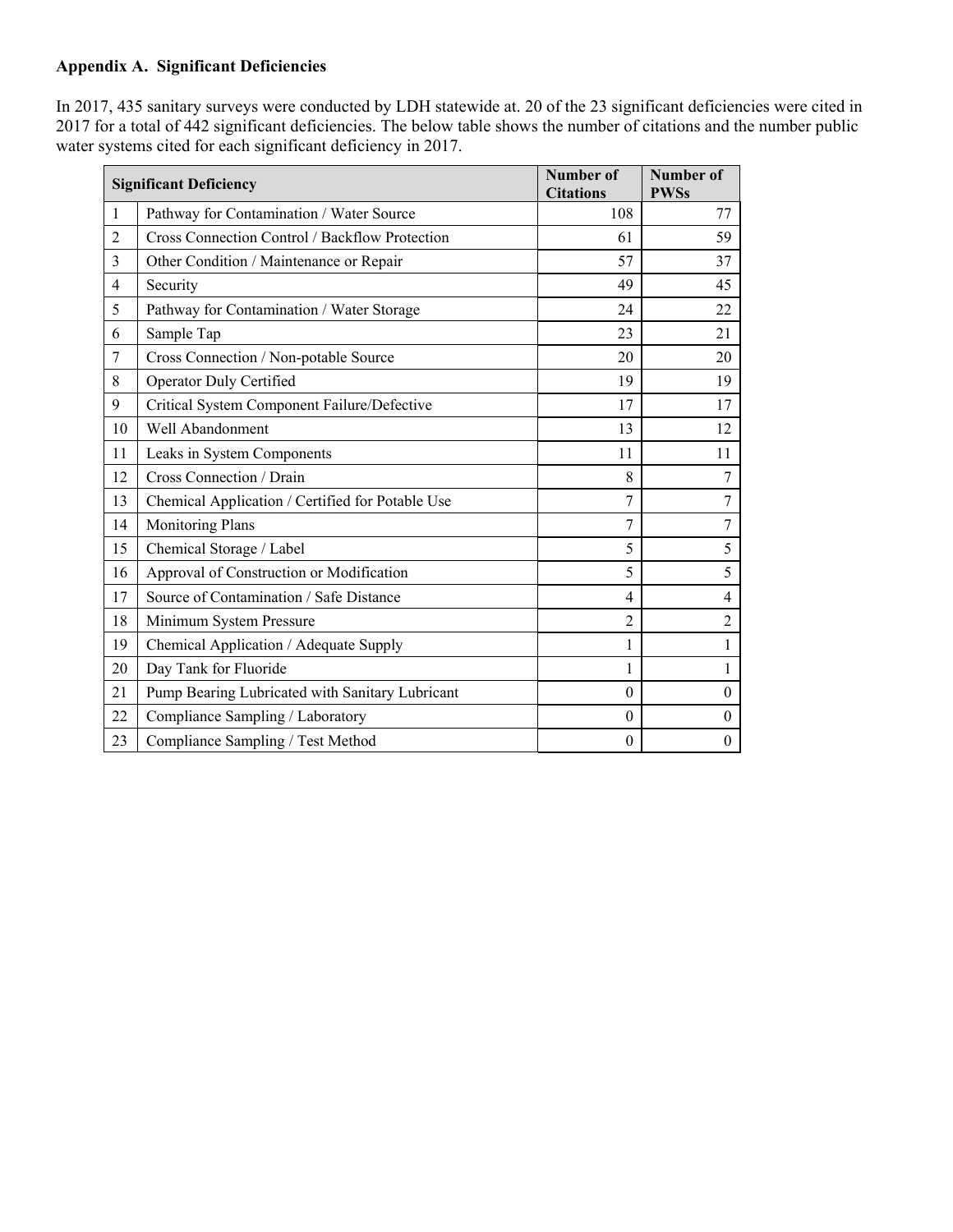**Appendix A. Significant Deficiencies**

In 2017, 435 sanitary surveys were conducted by LDH statewide at. 20 of the 23 significant deficiencies were cited in 2017 for a total of 442 significant deficiencies. The below table shows the number of citations and the number public water systems cited for each significant deficiency in 2017.

| Significant Deficiency | | Number of Citations | Number of PWSs |
|---|---|---|---|
| 1 | Pathway for Contamination / Water Source | 108 | 77 |
| 2 | Cross Connection Control / Backflow Protection | 61 | 59 |
| 3 | Other Condition / Maintenance or Repair | 57 | 37 |
| 4 | Security | 49 | 45 |
| 5 | Pathway for Contamination / Water Storage | 24 | 22 |
| 6 | Sample Tap | 23 | 21 |
| 7 | Cross Connection / Non-potable Source | 20 | 20 |
| 8 | Operator Duly Certified | 19 | 19 |
| 9 | Critical System Component Failure/Defective | 17 | 17 |
| 10 | Well Abandonment | 13 | 12 |
| 11 | Leaks in System Components | 11 | 11 |
| 12 | Cross Connection / Drain | 8 | 7 |
| 13 | Chemical Application / Certified for Potable Use | 7 | 7 |
| 14 | Monitoring Plans | 7 | 7 |
| 15 | Chemical Storage / Label | 5 | 5 |
| 16 | Approval of Construction or Modification | 5 | 5 |
| 17 | Source of Contamination / Safe Distance | 4 | 4 |
| 18 | Minimum System Pressure | 2 | 2 |
| 19 | Chemical Application / Adequate Supply | 1 | 1 |
| 20 | Day Tank for Fluoride | 1 | 1 |
| 21 | Pump Bearing Lubricated with Sanitary Lubricant | 0 | 0 |
| 22 | Compliance Sampling / Laboratory | 0 | 0 |
| 23 | Compliance Sampling / Test Method | 0 | 0 |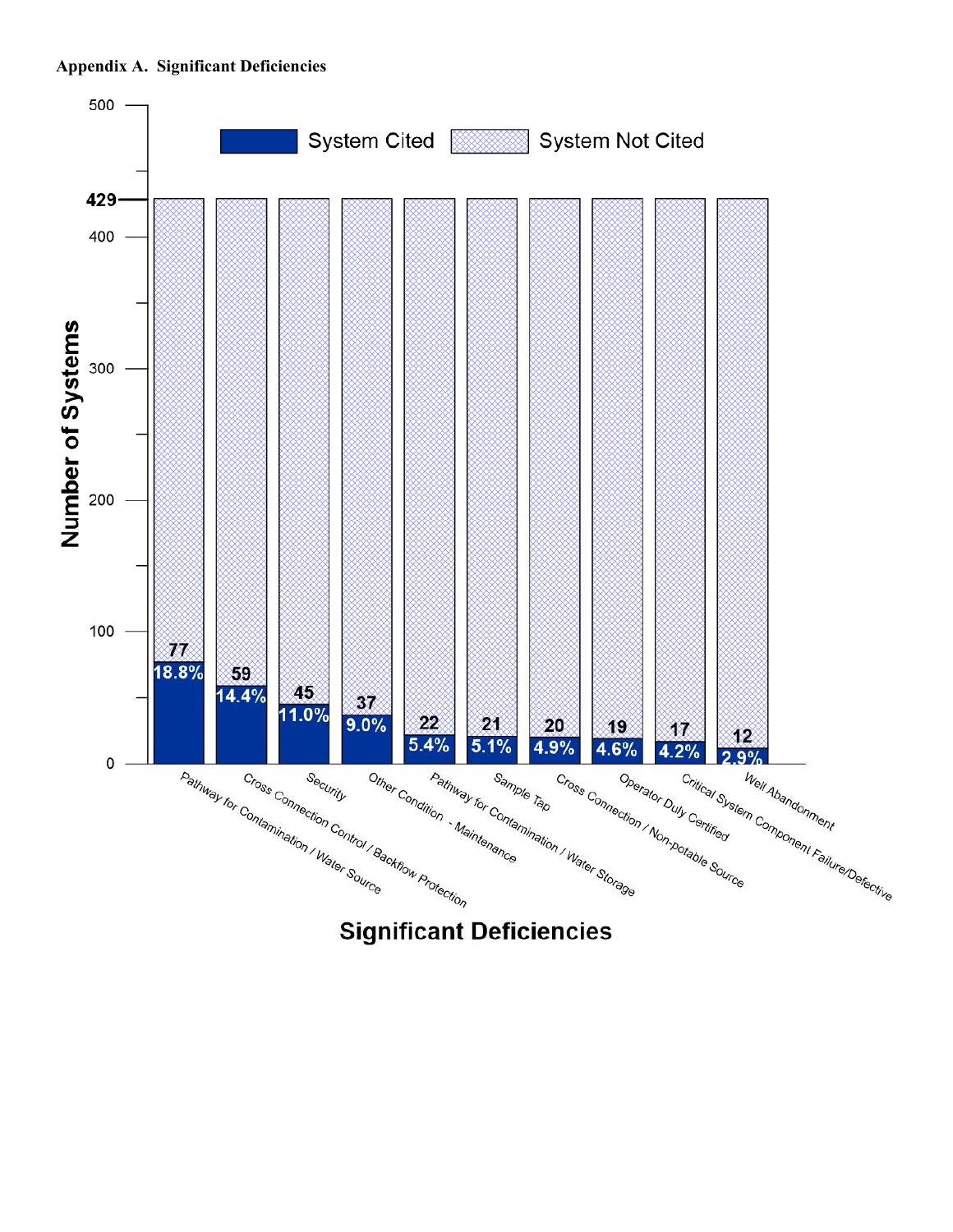**Appendix A. Significant Deficiencies**

System Cited
System Not Cited

Number of Systems

500
429
400
300
200
100
0

77
18.8%
59
14.4%
45
11.0%
37
9.0%
22
5.4%
21
5.1%
20
4.9%
19
4.6%
17
4.2%
12
2.9%

Pathway for Contamination / Water Source
Cross Connection Control / Backflow Protection
Security
Other Condition - Maintenance
Pathway for Contamination / Water Storage
Sample Tap
Cross Connection / Non-potable Source
Operator Duly Certified
Critical System Component Failure/Defective
Well Abandonment

Significant Deficiencies